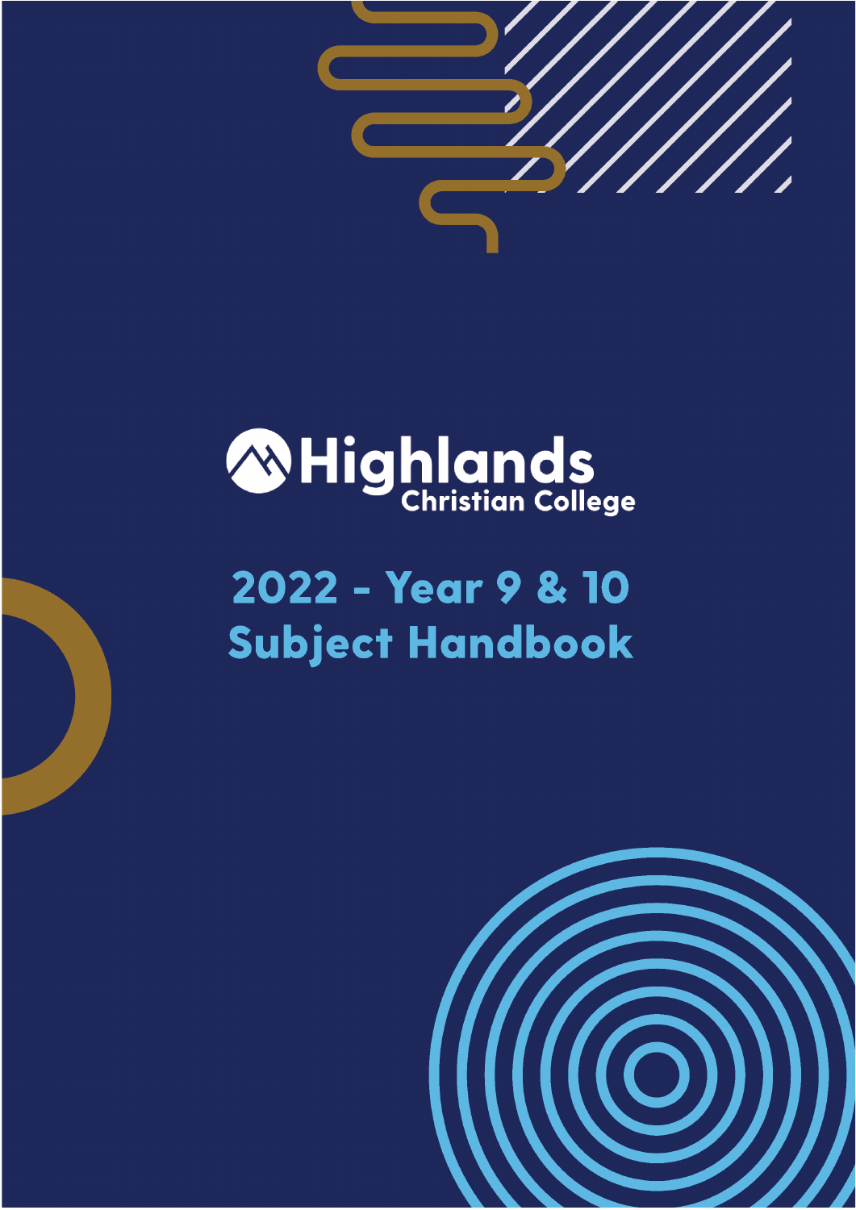Highlands Christian College

# 2022 - Year 9 & 10 Subject Handbook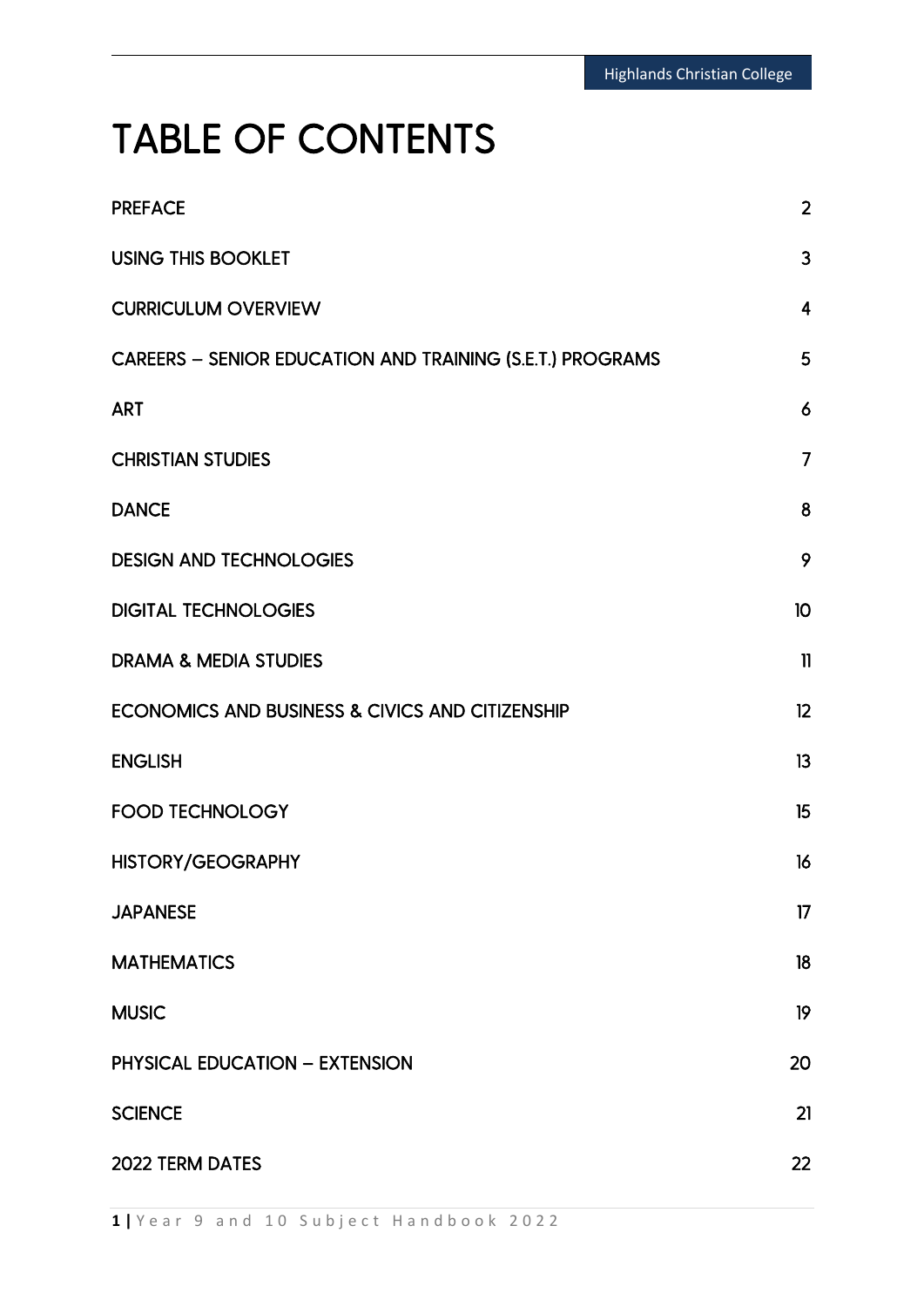# TABLE OF CONTENTS

| | |
|---|---|
| PREFACE | 2 |
| USING THIS BOOKLET | 3 |
| CURRICULUM OVERVIEW | 4 |
| CAREERS – SENIOR EDUCATION AND TRAINING (S.E.T.) PROGRAMS | 5 |
| ART | 6 |
| CHRISTIAN STUDIES | 7 |
| DANCE | 8 |
| DESIGN AND TECHNOLOGIES | 9 |
| DIGITAL TECHNOLOGIES | 10 |
| DRAMA & MEDIA STUDIES | 11 |
| ECONOMICS AND BUSINESS & CIVICS AND CITIZENSHIP | 12 |
| ENGLISH | 13 |
| FOOD TECHNOLOGY | 15 |
| HISTORY/GEOGRAPHY | 16 |
| JAPANESE | 17 |
| MATHEMATICS | 18 |
| MUSIC | 19 |
| PHYSICAL EDUCATION – EXTENSION | 20 |
| SCIENCE | 21 |
| 2022 TERM DATES | 22 |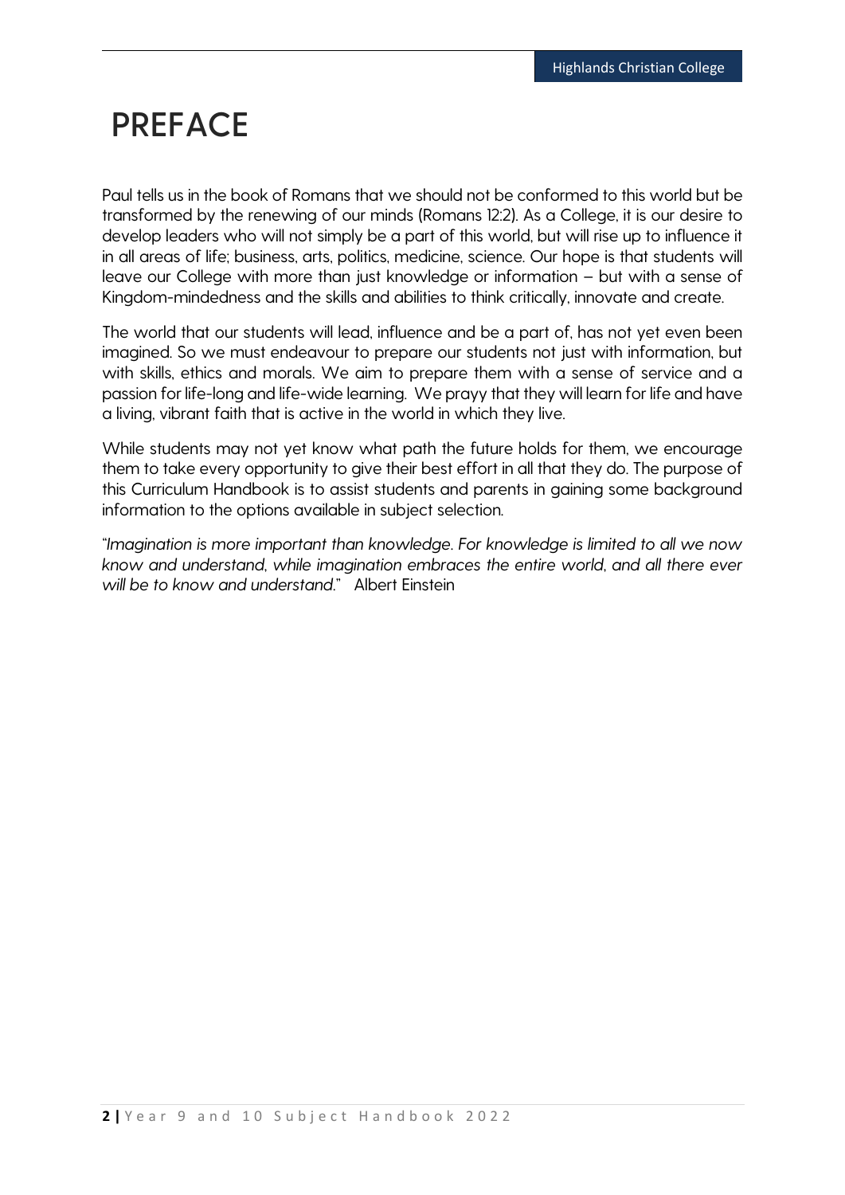# PREFACE

Paul tells us in the book of Romans that we should not be conformed to this world but be transformed by the renewing of our minds (Romans 12:2). As a College, it is our desire to develop leaders who will not simply be a part of this world, but will rise up to influence it in all areas of life; business, arts, politics, medicine, science. Our hope is that students will leave our College with more than just knowledge or information – but with a sense of Kingdom-mindedness and the skills and abilities to think critically, innovate and create.

The world that our students will lead, influence and be a part of, has not yet even been imagined. So we must endeavour to prepare our students not just with information, but with skills, ethics and morals. We aim to prepare them with a sense of service and a passion for life-long and life-wide learning. We prayy that they will learn for life and have a living, vibrant faith that is active in the world in which they live.

While students may not yet know what path the future holds for them, we encourage them to take every opportunity to give their best effort in all that they do. The purpose of this Curriculum Handbook is to assist students and parents in gaining some background information to the options available in subject selection.

"*Imagination is more important than knowledge. For knowledge is limited to all we now know and understand, while imagination embraces the entire world, and all there ever will be to know and understand.*" Albert Einstein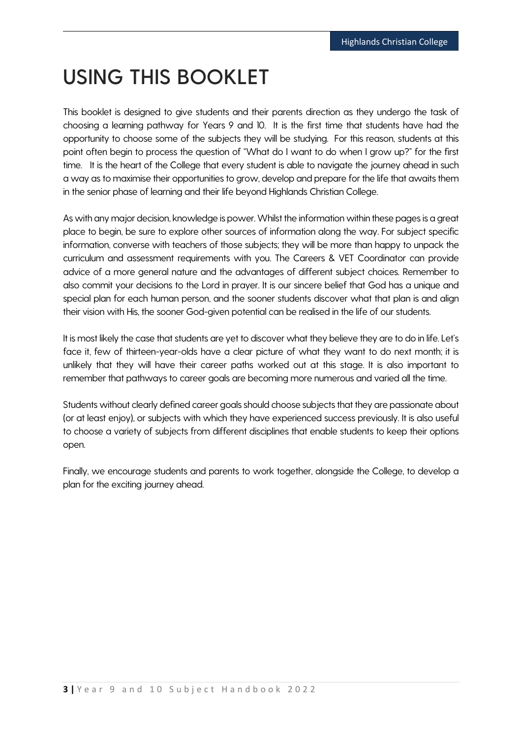# USING THIS BOOKLET

This booklet is designed to give students and their parents direction as they undergo the task of choosing a learning pathway for Years 9 and 10. It is the first time that students have had the opportunity to choose some of the subjects they will be studying. For this reason, students at this point often begin to process the question of "What do I want to do when I grow up?" for the first time. It is the heart of the College that every student is able to navigate the journey ahead in such a way as to maximise their opportunities to grow, develop and prepare for the life that awaits them in the senior phase of learning and their life beyond Highlands Christian College.

As with any major decision, knowledge is power. Whilst the information within these pages is a great place to begin, be sure to explore other sources of information along the way. For subject specific information, converse with teachers of those subjects; they will be more than happy to unpack the curriculum and assessment requirements with you. The Careers & VET Coordinator can provide advice of a more general nature and the advantages of different subject choices. Remember to also commit your decisions to the Lord in prayer. It is our sincere belief that God has a unique and special plan for each human person, and the sooner students discover what that plan is and align their vision with His, the sooner God-given potential can be realised in the life of our students.

It is most likely the case that students are yet to discover what they believe they are to do in life. Let's face it, few of thirteen-year-olds have a clear picture of what they want to do next month; it is unlikely that they will have their career paths worked out at this stage. It is also important to remember that pathways to career goals are becoming more numerous and varied all the time.

Students without clearly defined career goals should choose subjects that they are passionate about (or at least enjoy), or subjects with which they have experienced success previously. It is also useful to choose a variety of subjects from different disciplines that enable students to keep their options open.

Finally, we encourage students and parents to work together, alongside the College, to develop a plan for the exciting journey ahead.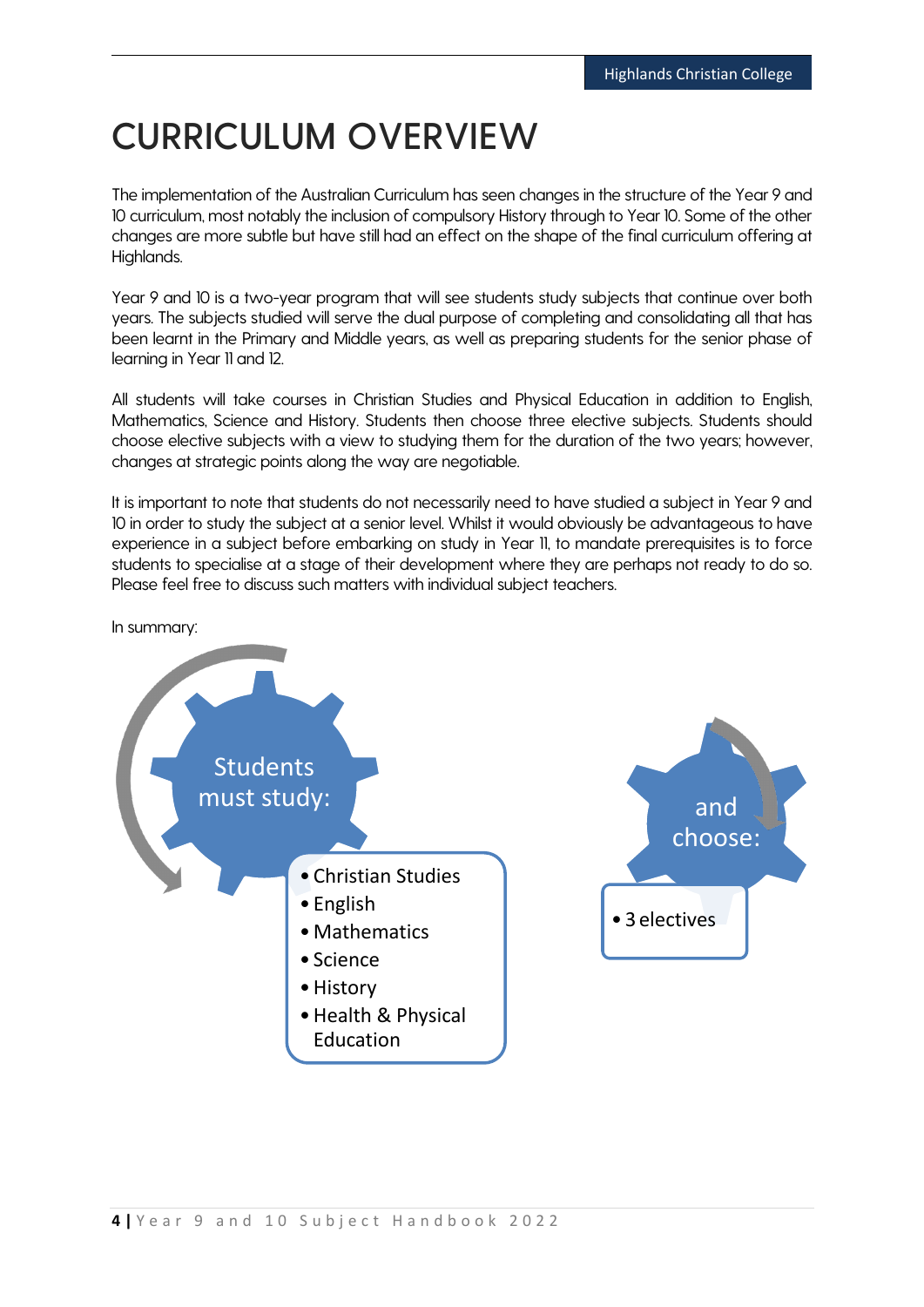# CURRICULUM OVERVIEW

The implementation of the Australian Curriculum has seen changes in the structure of the Year 9 and 10 curriculum, most notably the inclusion of compulsory History through to Year 10. Some of the other changes are more subtle but have still had an effect on the shape of the final curriculum offering at Highlands.

Year 9 and 10 is a two-year program that will see students study subjects that continue over both years. The subjects studied will serve the dual purpose of completing and consolidating all that has been learnt in the Primary and Middle years, as well as preparing students for the senior phase of learning in Year 11 and 12.

All students will take courses in Christian Studies and Physical Education in addition to English, Mathematics, Science and History. Students then choose three elective subjects. Students should choose elective subjects with a view to studying them for the duration of the two years; however, changes at strategic points along the way are negotiable.

It is important to note that students do not necessarily need to have studied a subject in Year 9 and 10 in order to study the subject at a senior level. Whilst it would obviously be advantageous to have experience in a subject before embarking on study in Year 11, to mandate prerequisites is to force students to specialise at a stage of their development where they are perhaps not ready to do so. Please feel free to discuss such matters with individual subject teachers.

In summary:

Students must study:

- Christian Studies
- English
- Mathematics
- Science
- History
- Health & Physical Education

and choose:

- 3 electives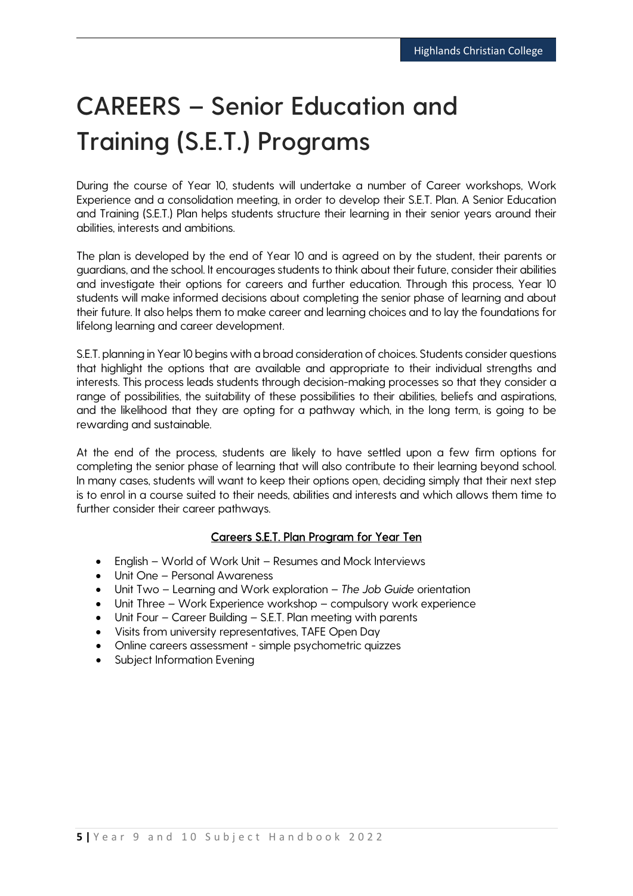# CAREERS – Senior Education and Training (S.E.T.) Programs

During the course of Year 10, students will undertake a number of Career workshops, Work Experience and a consolidation meeting, in order to develop their S.E.T. Plan. A Senior Education and Training (S.E.T.) Plan helps students structure their learning in their senior years around their abilities, interests and ambitions.

The plan is developed by the end of Year 10 and is agreed on by the student, their parents or guardians, and the school. It encourages students to think about their future, consider their abilities and investigate their options for careers and further education. Through this process, Year 10 students will make informed decisions about completing the senior phase of learning and about their future. It also helps them to make career and learning choices and to lay the foundations for lifelong learning and career development.

S.E.T. planning in Year 10 begins with a broad consideration of choices. Students consider questions that highlight the options that are available and appropriate to their individual strengths and interests. This process leads students through decision-making processes so that they consider a range of possibilities, the suitability of these possibilities to their abilities, beliefs and aspirations, and the likelihood that they are opting for a pathway which, in the long term, is going to be rewarding and sustainable.

At the end of the process, students are likely to have settled upon a few firm options for completing the senior phase of learning that will also contribute to their learning beyond school. In many cases, students will want to keep their options open, deciding simply that their next step is to enrol in a course suited to their needs, abilities and interests and which allows them time to further consider their career pathways.

**Careers S.E.T. Plan Program for Year Ten**

- English – World of Work Unit – Resumes and Mock Interviews
- Unit One – Personal Awareness
- Unit Two – Learning and Work exploration – *The Job Guide* orientation
- Unit Three – Work Experience workshop – compulsory work experience
- Unit Four – Career Building – S.E.T. Plan meeting with parents
- Visits from university representatives, TAFE Open Day
- Online careers assessment - simple psychometric quizzes
- Subject Information Evening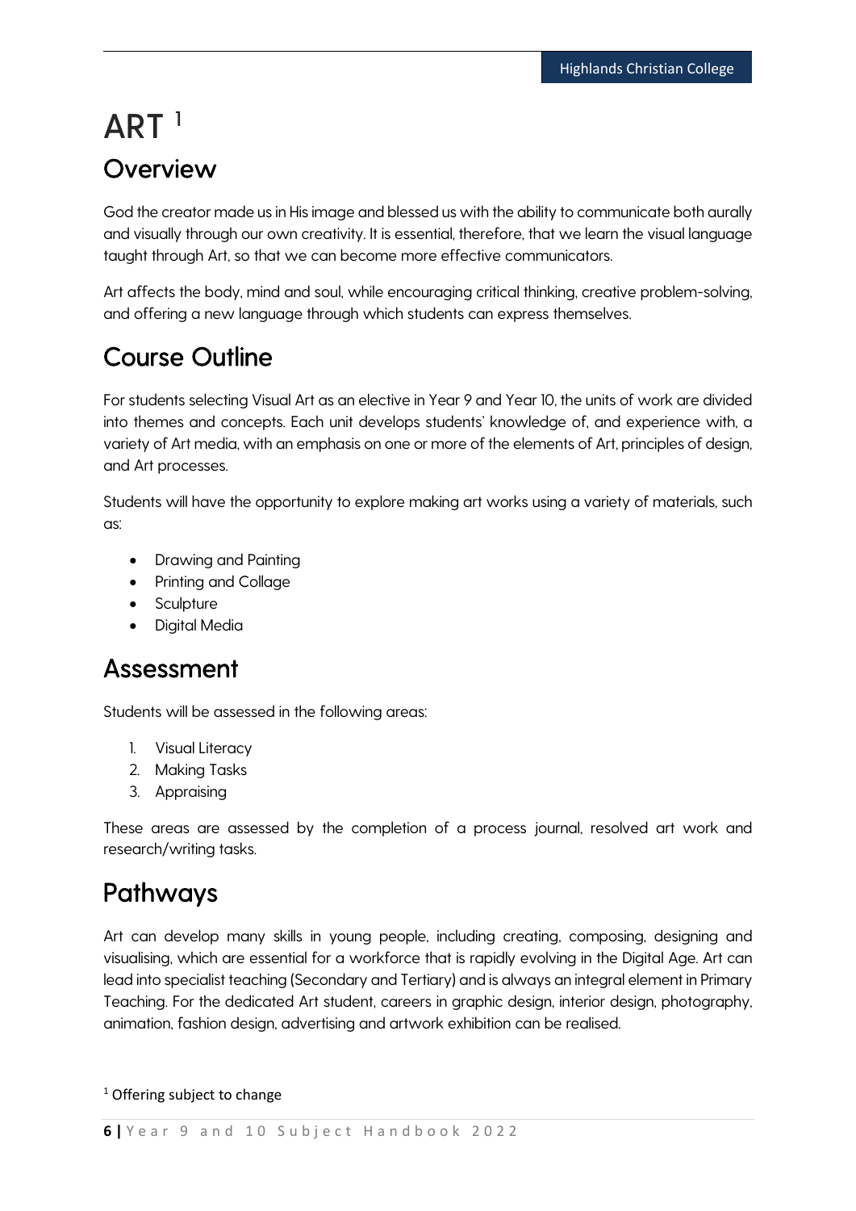# ART [1]

## Overview

God the creator made us in His image and blessed us with the ability to communicate both aurally and visually through our own creativity. It is essential, therefore, that we learn the visual language taught through Art, so that we can become more effective communicators.

Art affects the body, mind and soul, while encouraging critical thinking, creative problem-solving, and offering a new language through which students can express themselves.

## Course Outline

For students selecting Visual Art as an elective in Year 9 and Year 10, the units of work are divided into themes and concepts. Each unit develops students' knowledge of, and experience with, a variety of Art media, with an emphasis on one or more of the elements of Art, principles of design, and Art processes.

Students will have the opportunity to explore making art works using a variety of materials, such as:

- Drawing and Painting
- Printing and Collage
- Sculpture
- Digital Media

## Assessment

Students will be assessed in the following areas:

1. Visual Literacy
2. Making Tasks
3. Appraising

These areas are assessed by the completion of a process journal, resolved art work and research/writing tasks.

## Pathways

Art can develop many skills in young people, including creating, composing, designing and visualising, which are essential for a workforce that is rapidly evolving in the Digital Age. Art can lead into specialist teaching (Secondary and Tertiary) and is always an integral element in Primary Teaching. For the dedicated Art student, careers in graphic design, interior design, photography, animation, fashion design, advertising and artwork exhibition can be realised.

[1] Offering subject to change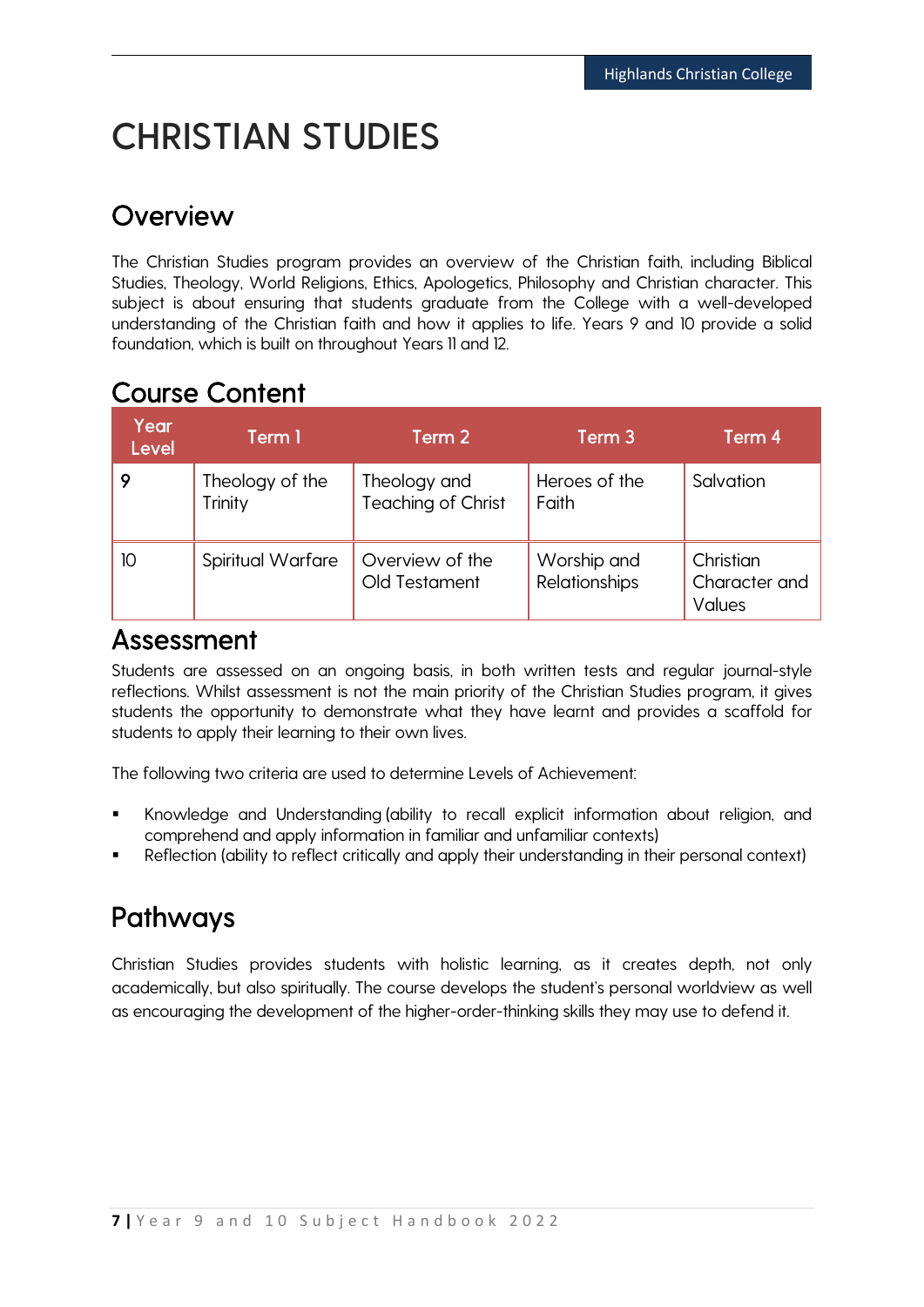# CHRISTIAN STUDIES

## Overview

The Christian Studies program provides an overview of the Christian faith, including Biblical Studies, Theology, World Religions, Ethics, Apologetics, Philosophy and Christian character. This subject is about ensuring that students graduate from the College with a well-developed understanding of the Christian faith and how it applies to life. Years 9 and 10 provide a solid foundation, which is built on throughout Years 11 and 12.

## Course Content

| Year Level | Term 1 | Term 2 | Term 3 | Term 4 |
|---|---|---|---|---|
| 9 | Theology of the Trinity | Theology and Teaching of Christ | Heroes of the Faith | Salvation |
| 10 | Spiritual Warfare | Overview of the Old Testament | Worship and Relationships | Christian Character and Values |

## Assessment

Students are assessed on an ongoing basis, in both written tests and regular journal-style reflections. Whilst assessment is not the main priority of the Christian Studies program, it gives students the opportunity to demonstrate what they have learnt and provides a scaffold for students to apply their learning to their own lives.

The following two criteria are used to determine Levels of Achievement:

- Knowledge and Understanding (ability to recall explicit information about religion, and comprehend and apply information in familiar and unfamiliar contexts)
- Reflection (ability to reflect critically and apply their understanding in their personal context)

## Pathways

Christian Studies provides students with holistic learning, as it creates depth, not only academically, but also spiritually. The course develops the student's personal worldview as well as encouraging the development of the higher-order-thinking skills they may use to defend it.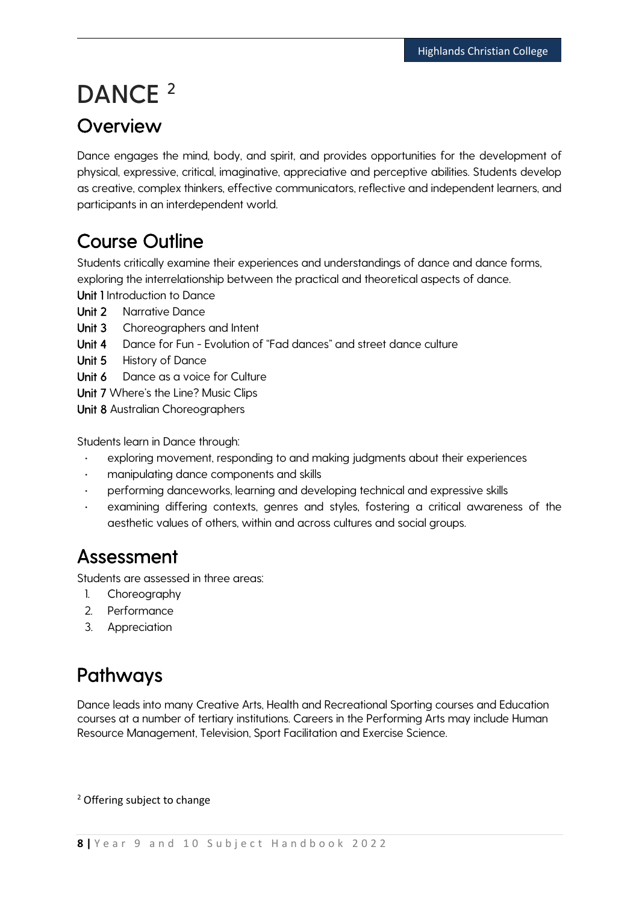# DANCE [2]

## Overview

Dance engages the mind, body, and spirit, and provides opportunities for the development of physical, expressive, critical, imaginative, appreciative and perceptive abilities. Students develop as creative, complex thinkers, effective communicators, reflective and independent learners, and participants in an interdependent world.

## Course Outline

Students critically examine their experiences and understandings of dance and dance forms, exploring the interrelationship between the practical and theoretical aspects of dance.

**Unit 1** Introduction to Dance
**Unit 2** Narrative Dance
**Unit 3** Choreographers and Intent
**Unit 4** Dance for Fun - Evolution of "Fad dances" and street dance culture
**Unit 5** History of Dance
**Unit 6** Dance as a voice for Culture
**Unit 7** Where's the Line? Music Clips
**Unit 8** Australian Choreographers

Students learn in Dance through:

- exploring movement, responding to and making judgments about their experiences
- manipulating dance components and skills
- performing danceworks, learning and developing technical and expressive skills
- examining differing contexts, genres and styles, fostering a critical awareness of the aesthetic values of others, within and across cultures and social groups.

## Assessment

Students are assessed in three areas:

1. Choreography
2. Performance
3. Appreciation

## Pathways

Dance leads into many Creative Arts, Health and Recreational Sporting courses and Education courses at a number of tertiary institutions. Careers in the Performing Arts may include Human Resource Management, Television, Sport Facilitation and Exercise Science.

[2] Offering subject to change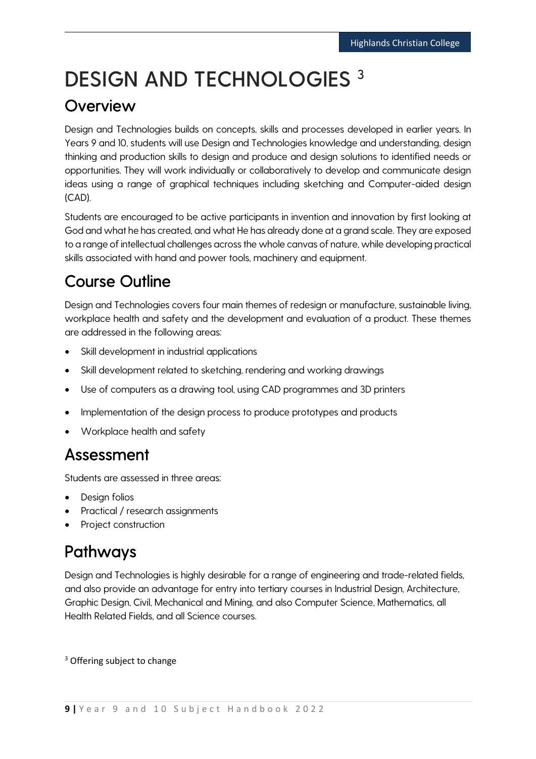# DESIGN AND TECHNOLOGIES [3]

## Overview

Design and Technologies builds on concepts, skills and processes developed in earlier years. In Years 9 and 10, students will use Design and Technologies knowledge and understanding, design thinking and production skills to design and produce and design solutions to identified needs or opportunities. They will work individually or collaboratively to develop and communicate design ideas using a range of graphical techniques including sketching and Computer-aided design (CAD).

Students are encouraged to be active participants in invention and innovation by first looking at God and what he has created, and what He has already done at a grand scale. They are exposed to a range of intellectual challenges across the whole canvas of nature, while developing practical skills associated with hand and power tools, machinery and equipment.

## Course Outline

Design and Technologies covers four main themes of redesign or manufacture, sustainable living, workplace health and safety and the development and evaluation of a product. These themes are addressed in the following areas:

- Skill development in industrial applications
- Skill development related to sketching, rendering and working drawings
- Use of computers as a drawing tool, using CAD programmes and 3D printers
- Implementation of the design process to produce prototypes and products
- Workplace health and safety

## Assessment

Students are assessed in three areas:

- Design folios
- Practical / research assignments
- Project construction

## Pathways

Design and Technologies is highly desirable for a range of engineering and trade-related fields, and also provide an advantage for entry into tertiary courses in Industrial Design, Architecture, Graphic Design, Civil, Mechanical and Mining, and also Computer Science, Mathematics, all Health Related Fields, and all Science courses.

[3] Offering subject to change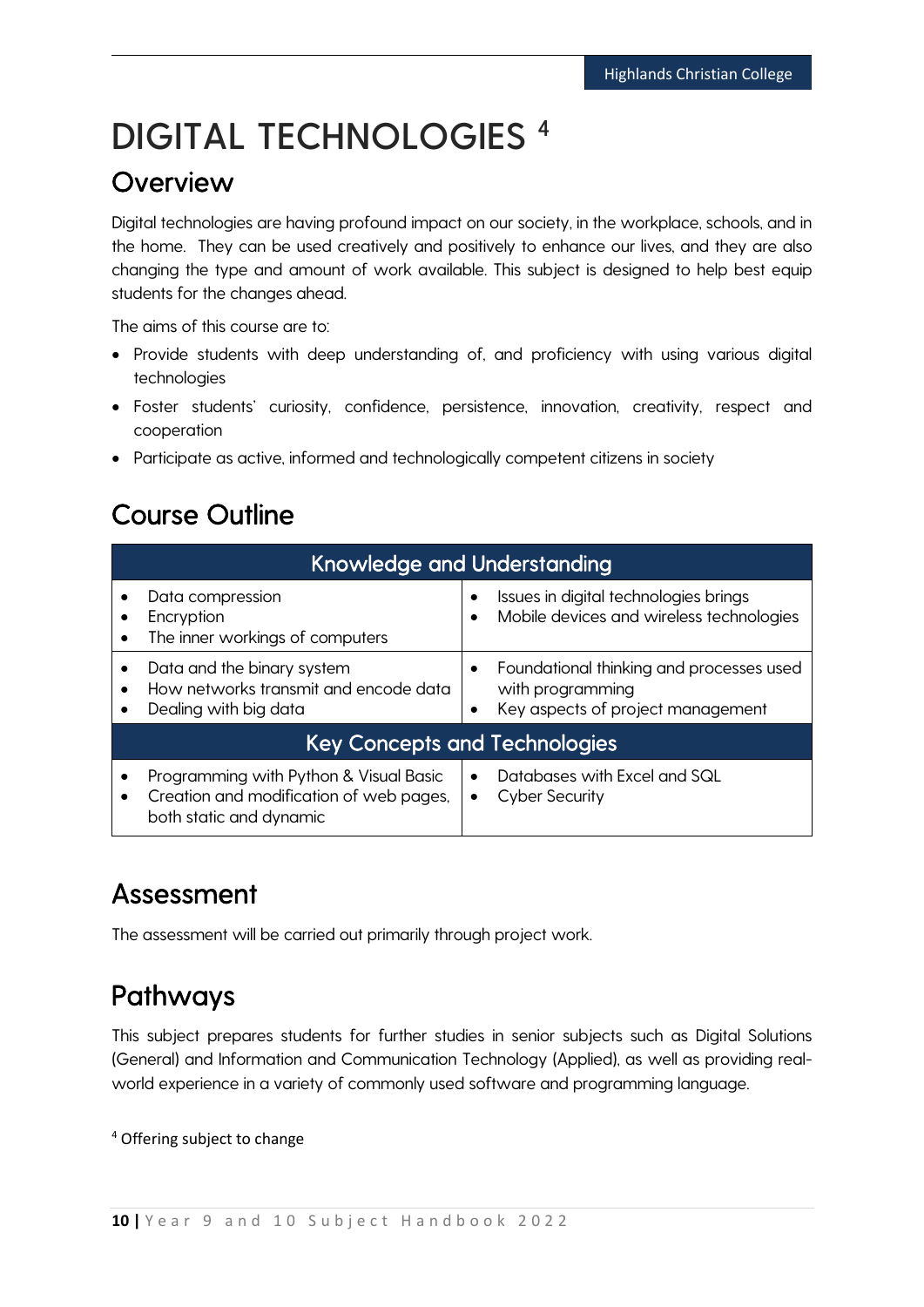#  DIGITAL TECHNOLOGIES [4]

## Overview

Digital technologies are having profound impact on our society, in the workplace, schools, and in the home. They can be used creatively and positively to enhance our lives, and they are also changing the type and amount of work available. This subject is designed to help best equip students for the changes ahead.

The aims of this course are to:

- Provide students with deep understanding of, and proficiency with using various digital technologies
- Foster students' curiosity, confidence, persistence, innovation, creativity, respect and cooperation
- Participate as active, informed and technologically competent citizens in society

## Course Outline

| Knowledge and Understanding | |
|---|---|
| • Data compression<br>• Encryption<br>• The inner workings of computers | • Issues in digital technologies brings<br>• Mobile devices and wireless technologies |
| • Data and the binary system<br>• How networks transmit and encode data<br>• Dealing with big data | • Foundational thinking and processes used with programming<br>• Key aspects of project management |
| **Key Concepts and Technologies** | |
| • Programming with Python & Visual Basic<br>• Creation and modification of web pages, both static and dynamic | • Databases with Excel and SQL<br>• Cyber Security |

## Assessment

The assessment will be carried out primarily through project work.

## Pathways

This subject prepares students for further studies in senior subjects such as Digital Solutions (General) and Information and Communication Technology (Applied), as well as providing real-world experience in a variety of commonly used software and programming language.

[4] Offering subject to change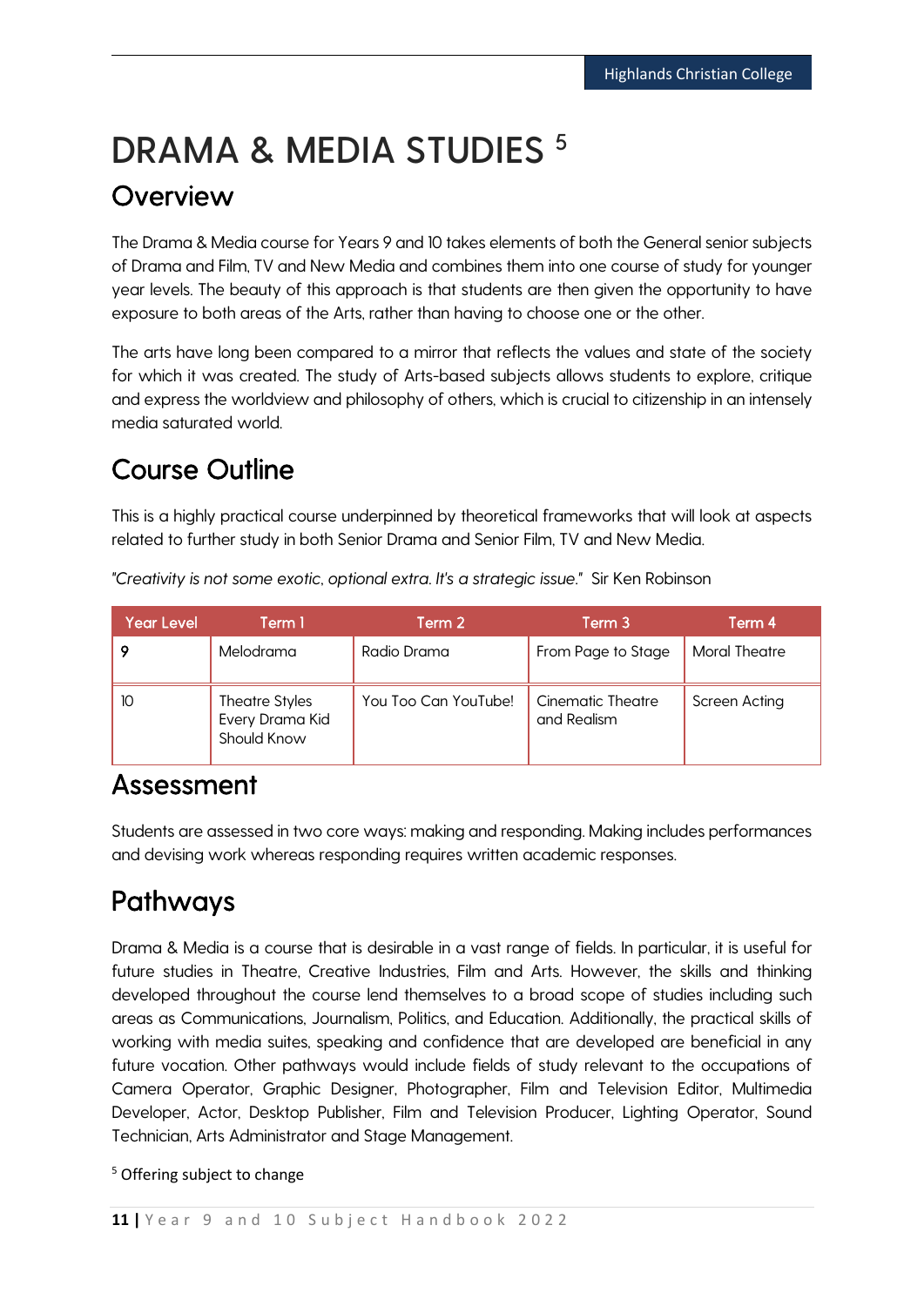# DRAMA & MEDIA STUDIES [5]

## Overview

The Drama & Media course for Years 9 and 10 takes elements of both the General senior subjects of Drama and Film, TV and New Media and combines them into one course of study for younger year levels. The beauty of this approach is that students are then given the opportunity to have exposure to both areas of the Arts, rather than having to choose one or the other.

The arts have long been compared to a mirror that reflects the values and state of the society for which it was created. The study of Arts-based subjects allows students to explore, critique and express the worldview and philosophy of others, which is crucial to citizenship in an intensely media saturated world.

## Course Outline

This is a highly practical course underpinned by theoretical frameworks that will look at aspects related to further study in both Senior Drama and Senior Film, TV and New Media.

*"Creativity is not some exotic, optional extra. It's a strategic issue."* Sir Ken Robinson

| Year Level | Term 1 | Term 2 | Term 3 | Term 4 |
|---|---|---|---|---|
| 9 | Melodrama | Radio Drama | From Page to Stage | Moral Theatre |
| 10 | Theatre Styles Every Drama Kid Should Know | You Too Can YouTube! | Cinematic Theatre and Realism | Screen Acting |

## Assessment

Students are assessed in two core ways: making and responding. Making includes performances and devising work whereas responding requires written academic responses.

## Pathways

Drama & Media is a course that is desirable in a vast range of fields. In particular, it is useful for future studies in Theatre, Creative Industries, Film and Arts. However, the skills and thinking developed throughout the course lend themselves to a broad scope of studies including such areas as Communications, Journalism, Politics, and Education. Additionally, the practical skills of working with media suites, speaking and confidence that are developed are beneficial in any future vocation. Other pathways would include fields of study relevant to the occupations of Camera Operator, Graphic Designer, Photographer, Film and Television Editor, Multimedia Developer, Actor, Desktop Publisher, Film and Television Producer, Lighting Operator, Sound Technician, Arts Administrator and Stage Management.

[5] Offering subject to change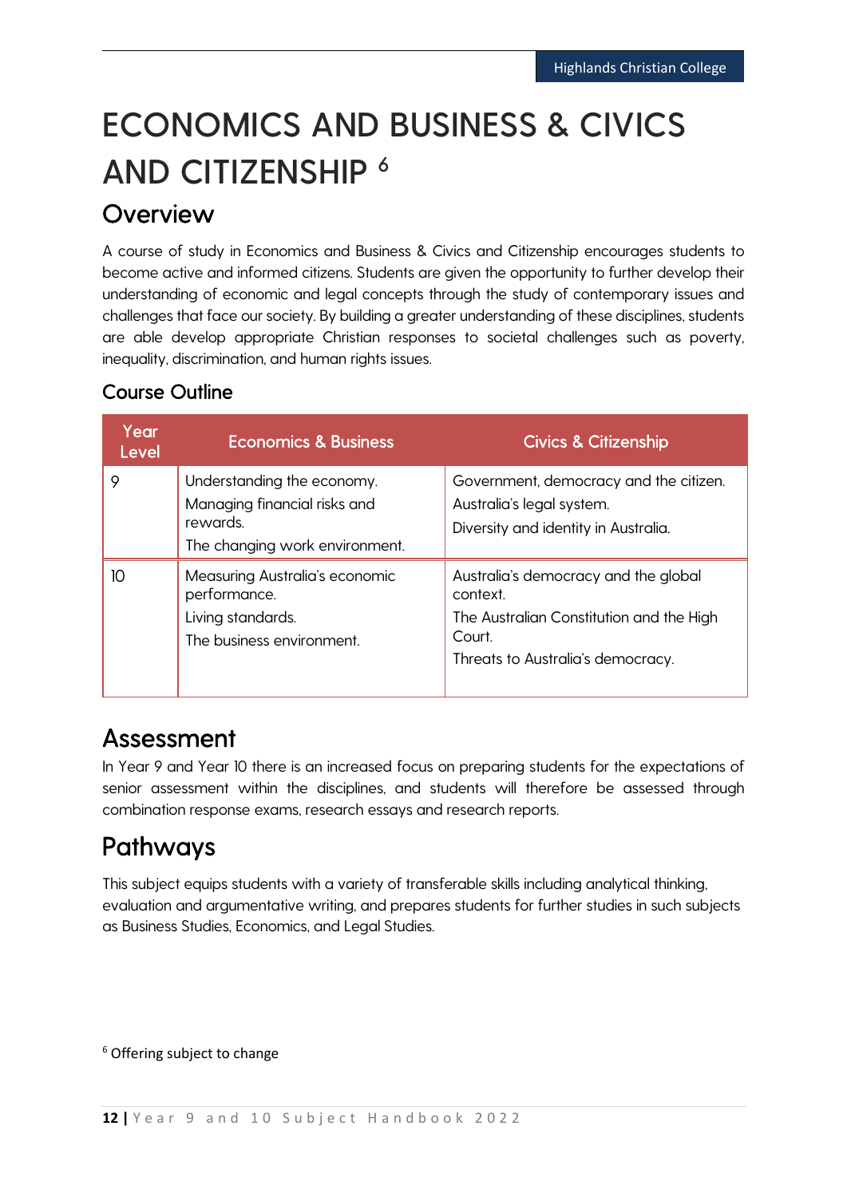# ECONOMICS AND BUSINESS & CIVICS AND CITIZENSHIP [6]

## Overview

A course of study in Economics and Business & Civics and Citizenship encourages students to become active and informed citizens. Students are given the opportunity to further develop their understanding of economic and legal concepts through the study of contemporary issues and challenges that face our society. By building a greater understanding of these disciplines, students are able develop appropriate Christian responses to societal challenges such as poverty, inequality, discrimination, and human rights issues.

### Course Outline

| Year Level | Economics & Business | Civics & Citizenship |
|---|---|---|
| 9 | Understanding the economy.<br>Managing financial risks and rewards.<br>The changing work environment. | Government, democracy and the citizen.<br>Australia's legal system.<br>Diversity and identity in Australia. |
| 10 | Measuring Australia's economic performance.<br>Living standards.<br>The business environment. | Australia's democracy and the global context.<br>The Australian Constitution and the High Court.<br>Threats to Australia's democracy. |

## Assessment

In Year 9 and Year 10 there is an increased focus on preparing students for the expectations of senior assessment within the disciplines, and students will therefore be assessed through combination response exams, research essays and research reports.

## Pathways

This subject equips students with a variety of transferable skills including analytical thinking, evaluation and argumentative writing, and prepares students for further studies in such subjects as Business Studies, Economics, and Legal Studies.

[6] Offering subject to change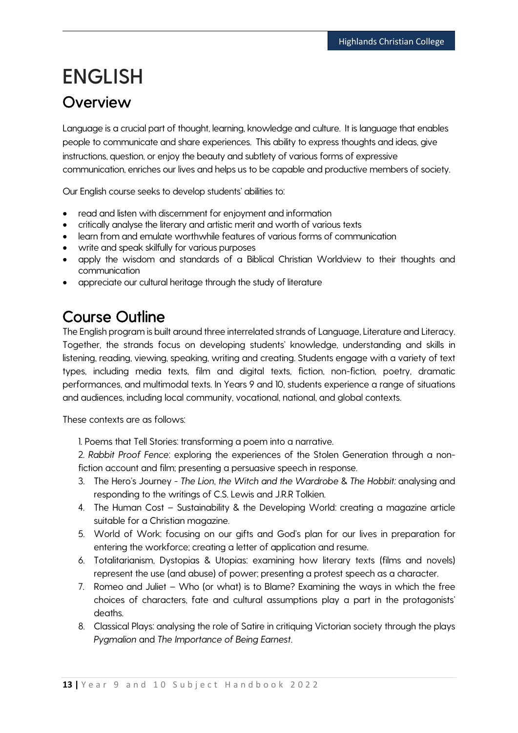# ENGLISH

## Overview

Language is a crucial part of thought, learning, knowledge and culture. It is language that enables people to communicate and share experiences. This ability to express thoughts and ideas, give instructions, question, or enjoy the beauty and subtlety of various forms of expressive communication, enriches our lives and helps us to be capable and productive members of society.

Our English course seeks to develop students' abilities to:

- read and listen with discernment for enjoyment and information
- critically analyse the literary and artistic merit and worth of various texts
- learn from and emulate worthwhile features of various forms of communication
- write and speak skilfully for various purposes
- apply the wisdom and standards of a Biblical Christian Worldview to their thoughts and communication
- appreciate our cultural heritage through the study of literature

## Course Outline

The English program is built around three interrelated strands of Language, Literature and Literacy. Together, the strands focus on developing students' knowledge, understanding and skills in listening, reading, viewing, speaking, writing and creating. Students engage with a variety of text types, including media texts, film and digital texts, fiction, non-fiction, poetry, dramatic performances, and multimodal texts. In Years 9 and 10, students experience a range of situations and audiences, including local community, vocational, national, and global contexts.

These contexts are as follows:

1. Poems that Tell Stories: transforming a poem into a narrative.
2. *Rabbit Proof Fence*: exploring the experiences of the Stolen Generation through a non-fiction account and film; presenting a persuasive speech in response.
3. The Hero's Journey - *The Lion, the Witch and the Wardrobe* & *The Hobbit:* analysing and responding to the writings of C.S. Lewis and J.R.R Tolkien.
4. The Human Cost – Sustainability & the Developing World: creating a magazine article suitable for a Christian magazine.
5. World of Work: focusing on our gifts and God's plan for our lives in preparation for entering the workforce; creating a letter of application and resume.
6. Totalitarianism, Dystopias & Utopias: examining how literary texts (films and novels) represent the use (and abuse) of power; presenting a protest speech as a character.
7. Romeo and Juliet – Who (or what) is to Blame? Examining the ways in which the free choices of characters, fate and cultural assumptions play a part in the protagonists' deaths.
8. Classical Plays: analysing the role of Satire in critiquing Victorian society through the plays *Pygmalion* and *The Importance of Being Earnest*.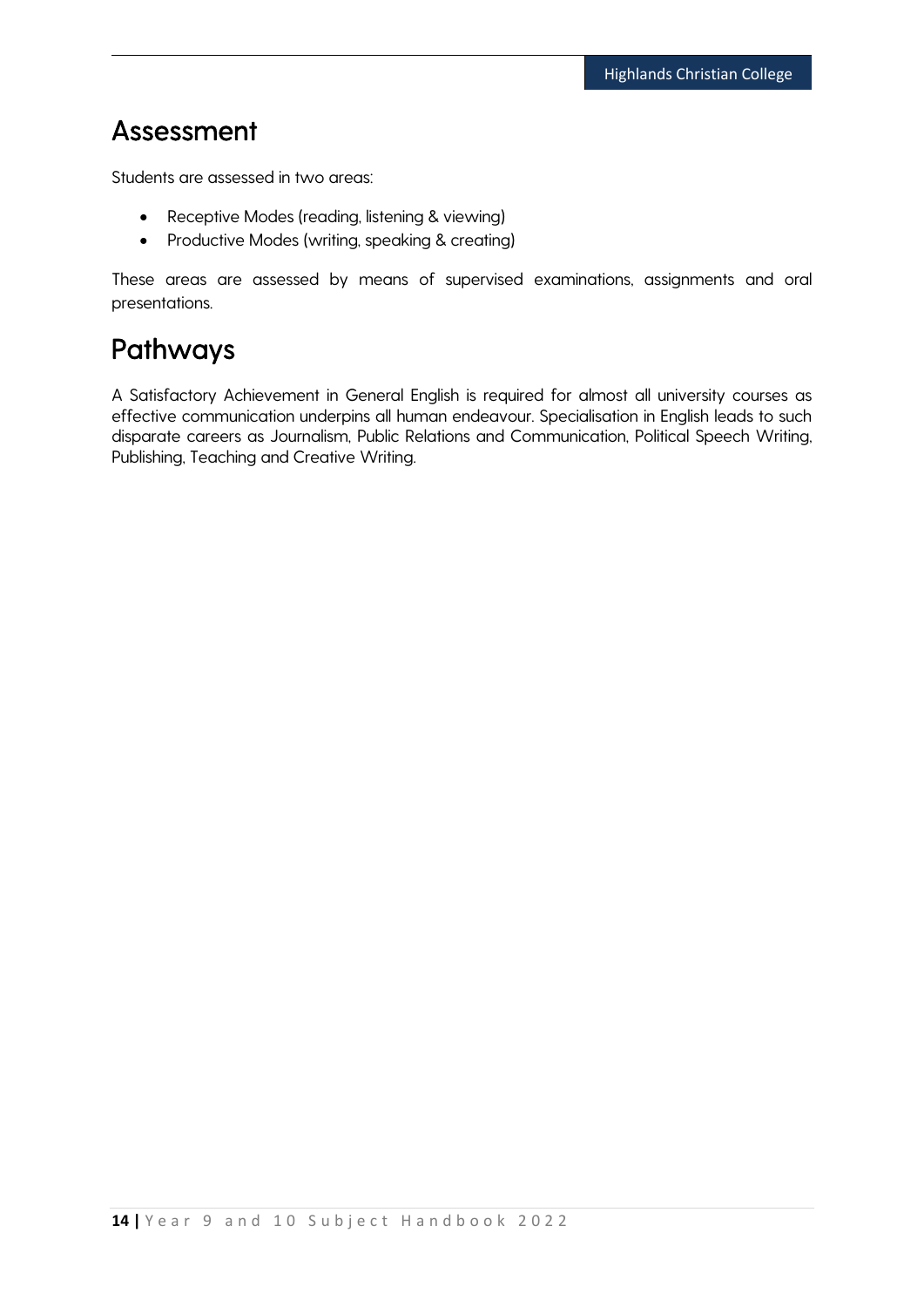## Assessment

Students are assessed in two areas:

- Receptive Modes (reading, listening & viewing)
- Productive Modes (writing, speaking & creating)

These areas are assessed by means of supervised examinations, assignments and oral presentations.

## Pathways

A Satisfactory Achievement in General English is required for almost all university courses as effective communication underpins all human endeavour. Specialisation in English leads to such disparate careers as Journalism, Public Relations and Communication, Political Speech Writing, Publishing, Teaching and Creative Writing.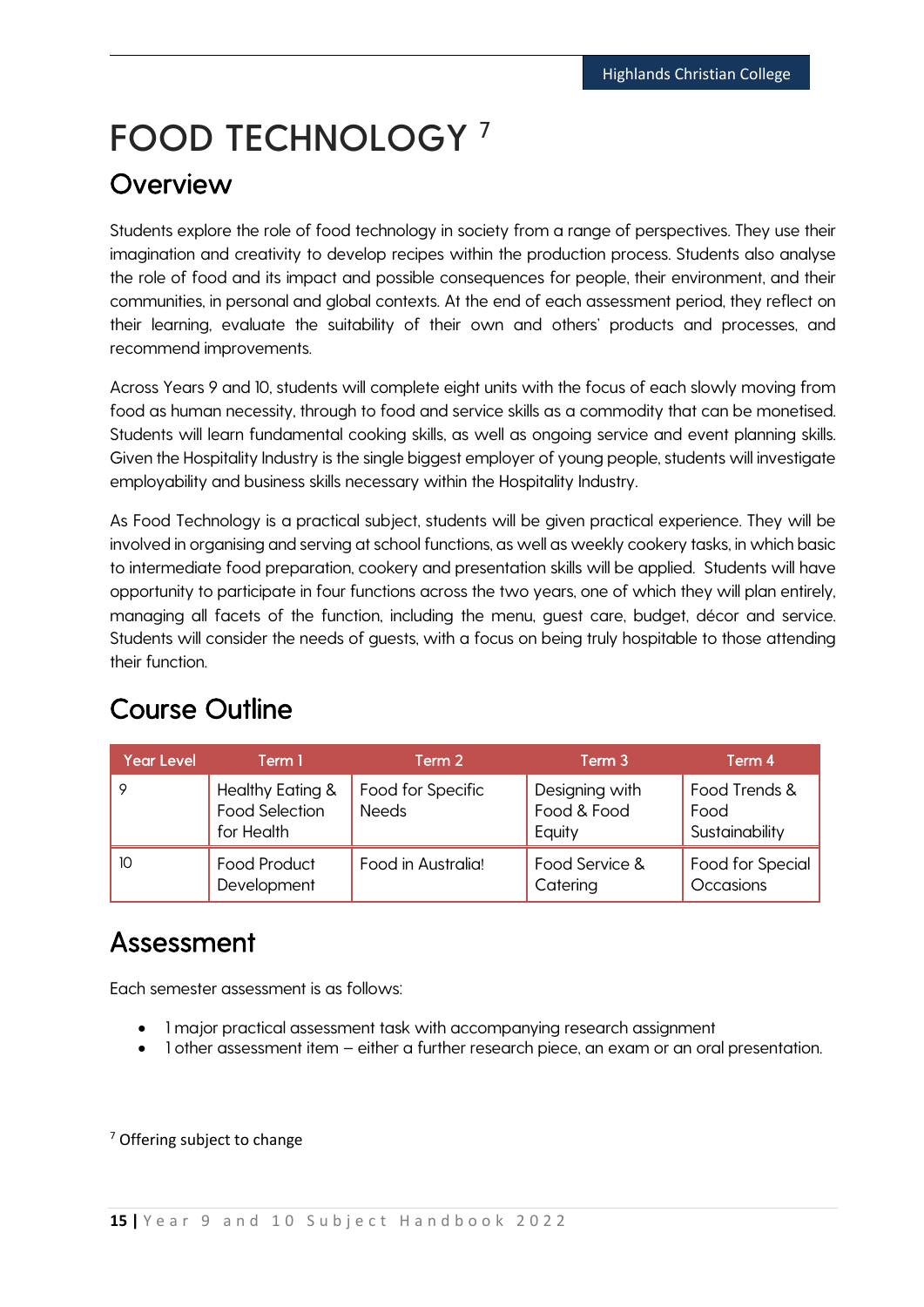# FOOD TECHNOLOGY [7]

## Overview

Students explore the role of food technology in society from a range of perspectives. They use their imagination and creativity to develop recipes within the production process. Students also analyse the role of food and its impact and possible consequences for people, their environment, and their communities, in personal and global contexts. At the end of each assessment period, they reflect on their learning, evaluate the suitability of their own and others' products and processes, and recommend improvements.

Across Years 9 and 10, students will complete eight units with the focus of each slowly moving from food as human necessity, through to food and service skills as a commodity that can be monetised. Students will learn fundamental cooking skills, as well as ongoing service and event planning skills. Given the Hospitality Industry is the single biggest employer of young people, students will investigate employability and business skills necessary within the Hospitality Industry.

As Food Technology is a practical subject, students will be given practical experience. They will be involved in organising and serving at school functions, as well as weekly cookery tasks, in which basic to intermediate food preparation, cookery and presentation skills will be applied. Students will have opportunity to participate in four functions across the two years, one of which they will plan entirely, managing all facets of the function, including the menu, guest care, budget, décor and service. Students will consider the needs of guests, with a focus on being truly hospitable to those attending their function.

## Course Outline

| Year Level | Term 1 | Term 2 | Term 3 | Term 4 |
| --- | --- | --- | --- | --- |
| 9 | Healthy Eating & Food Selection for Health | Food for Specific Needs | Designing with Food & Food Equity | Food Trends & Food Sustainability |
| 10 | Food Product Development | Food in Australia! | Food Service & Catering | Food for Special Occasions |

## Assessment

Each semester assessment is as follows:

- 1 major practical assessment task with accompanying research assignment
- 1 other assessment item – either a further research piece, an exam or an oral presentation.

[7] Offering subject to change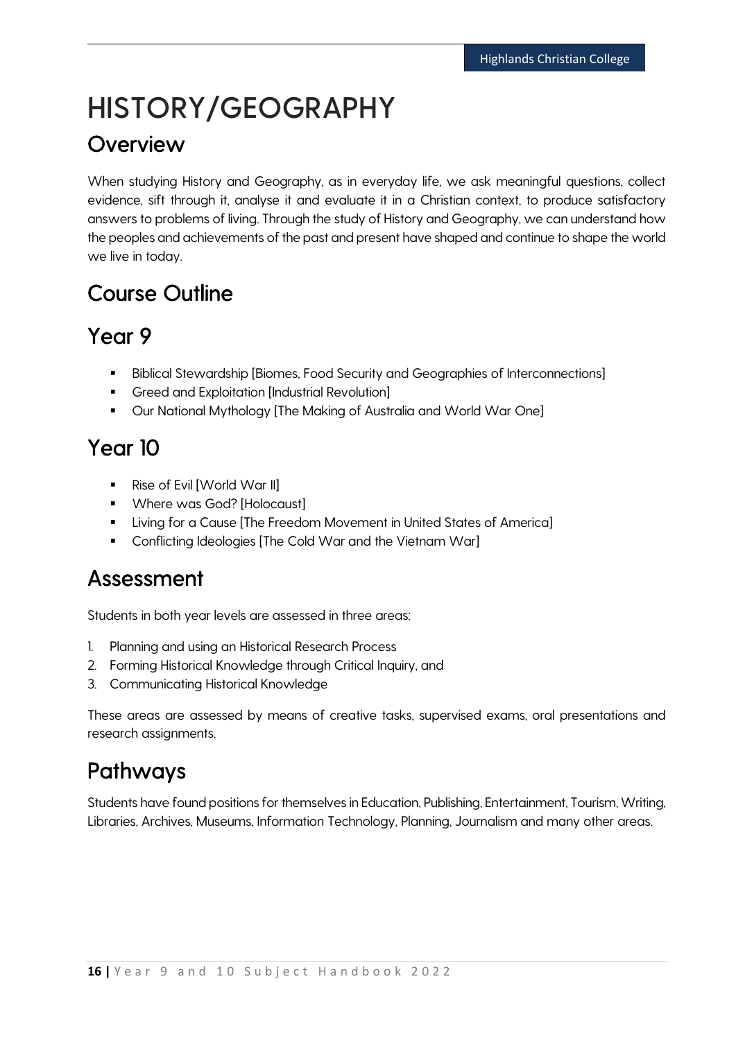# HISTORY/GEOGRAPHY

## Overview

When studying History and Geography, as in everyday life, we ask meaningful questions, collect evidence, sift through it, analyse it and evaluate it in a Christian context, to produce satisfactory answers to problems of living. Through the study of History and Geography, we can understand how the peoples and achievements of the past and present have shaped and continue to shape the world we live in today.

## Course Outline

## Year 9

- Biblical Stewardship [Biomes, Food Security and Geographies of Interconnections]
- Greed and Exploitation [Industrial Revolution]
- Our National Mythology [The Making of Australia and World War One]

## Year 10

- Rise of Evil [World War II]
- Where was God? [Holocaust]
- Living for a Cause [The Freedom Movement in United States of America]
- Conflicting Ideologies [The Cold War and the Vietnam War]

## Assessment

Students in both year levels are assessed in three areas:

1. Planning and using an Historical Research Process
2. Forming Historical Knowledge through Critical Inquiry, and
3. Communicating Historical Knowledge

These areas are assessed by means of creative tasks, supervised exams, oral presentations and research assignments.

## Pathways

Students have found positions for themselves in Education, Publishing, Entertainment, Tourism, Writing, Libraries, Archives, Museums, Information Technology, Planning, Journalism and many other areas.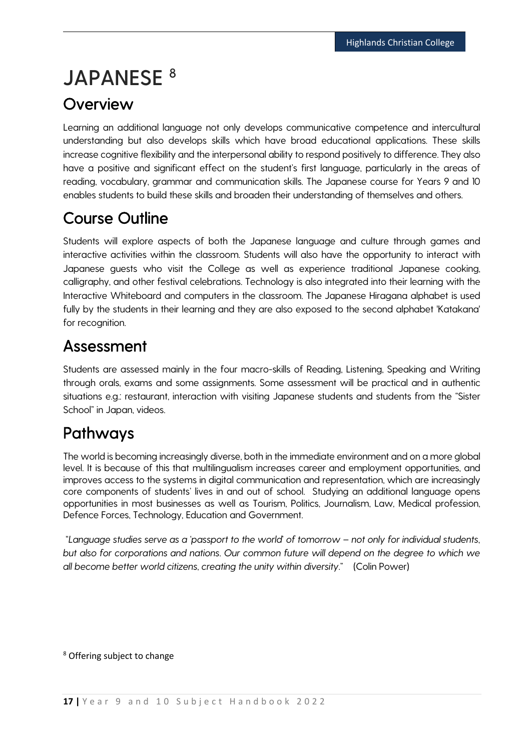# JAPANESE [8]

## Overview

Learning an additional language not only develops communicative competence and intercultural understanding but also develops skills which have broad educational applications. These skills increase cognitive flexibility and the interpersonal ability to respond positively to difference. They also have a positive and significant effect on the student's first language, particularly in the areas of reading, vocabulary, grammar and communication skills. The Japanese course for Years 9 and 10 enables students to build these skills and broaden their understanding of themselves and others.

## Course Outline

Students will explore aspects of both the Japanese language and culture through games and interactive activities within the classroom. Students will also have the opportunity to interact with Japanese guests who visit the College as well as experience traditional Japanese cooking, calligraphy, and other festival celebrations. Technology is also integrated into their learning with the Interactive Whiteboard and computers in the classroom. The Japanese Hiragana alphabet is used fully by the students in their learning and they are also exposed to the second alphabet 'Katakana' for recognition.

## Assessment

Students are assessed mainly in the four macro-skills of Reading, Listening, Speaking and Writing through orals, exams and some assignments. Some assessment will be practical and in authentic situations e.g.: restaurant, interaction with visiting Japanese students and students from the "Sister School" in Japan, videos.

## Pathways

The world is becoming increasingly diverse, both in the immediate environment and on a more global level. It is because of this that multilingualism increases career and employment opportunities, and improves access to the systems in digital communication and representation, which are increasingly core components of students' lives in and out of school. Studying an additional language opens opportunities in most businesses as well as Tourism, Politics, Journalism, Law, Medical profession, Defence Forces, Technology, Education and Government.

"*Language studies serve as a 'passport to the world' of tomorrow – not only for individual students, but also for corporations and nations. Our common future will depend on the degree to which we all become better world citizens, creating the unity within diversity*." (Colin Power)

[8] Offering subject to change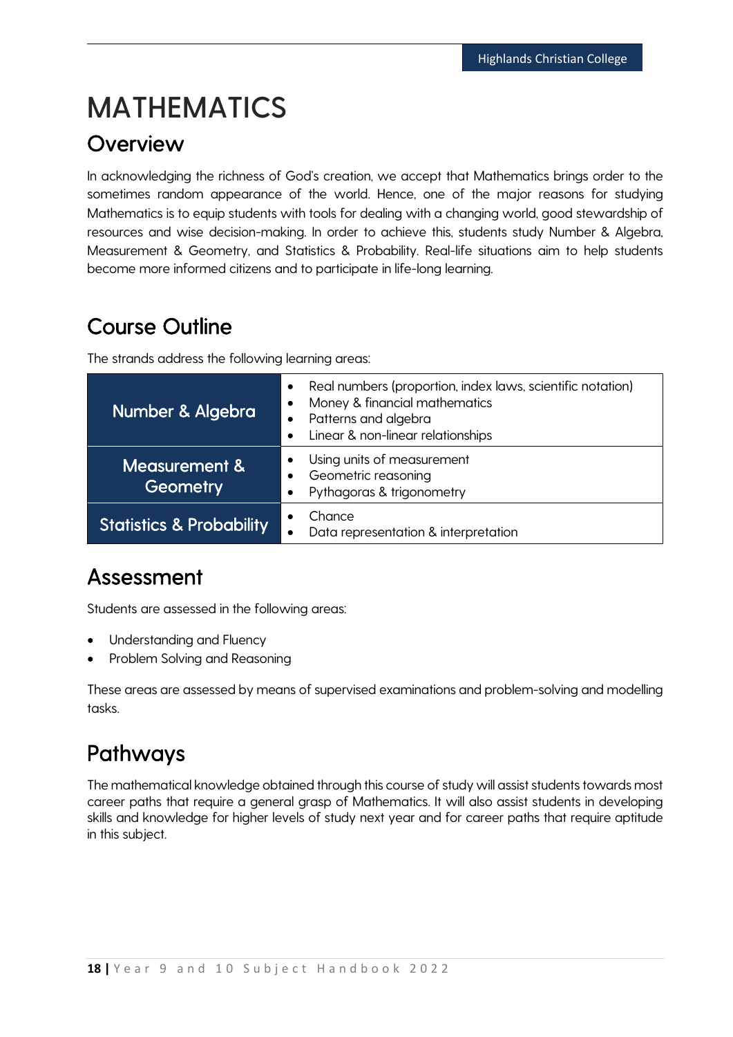# MATHEMATICS

## Overview

In acknowledging the richness of God's creation, we accept that Mathematics brings order to the sometimes random appearance of the world. Hence, one of the major reasons for studying Mathematics is to equip students with tools for dealing with a changing world, good stewardship of resources and wise decision-making. In order to achieve this, students study Number & Algebra, Measurement & Geometry, and Statistics & Probability. Real-life situations aim to help students become more informed citizens and to participate in life-long learning.

## Course Outline

The strands address the following learning areas:

| Strand | Learning areas |
|---|---|
| **Number & Algebra** | • Real numbers (proportion, index laws, scientific notation)<br>• Money & financial mathematics<br>• Patterns and algebra<br>• Linear & non-linear relationships |
| **Measurement & Geometry** | • Using units of measurement<br>• Geometric reasoning<br>• Pythagoras & trigonometry |
| **Statistics & Probability** | • Chance<br>• Data representation & interpretation |

## Assessment

Students are assessed in the following areas:

- Understanding and Fluency
- Problem Solving and Reasoning

These areas are assessed by means of supervised examinations and problem-solving and modelling tasks.

## Pathways

The mathematical knowledge obtained through this course of study will assist students towards most career paths that require a general grasp of Mathematics. It will also assist students in developing skills and knowledge for higher levels of study next year and for career paths that require aptitude in this subject.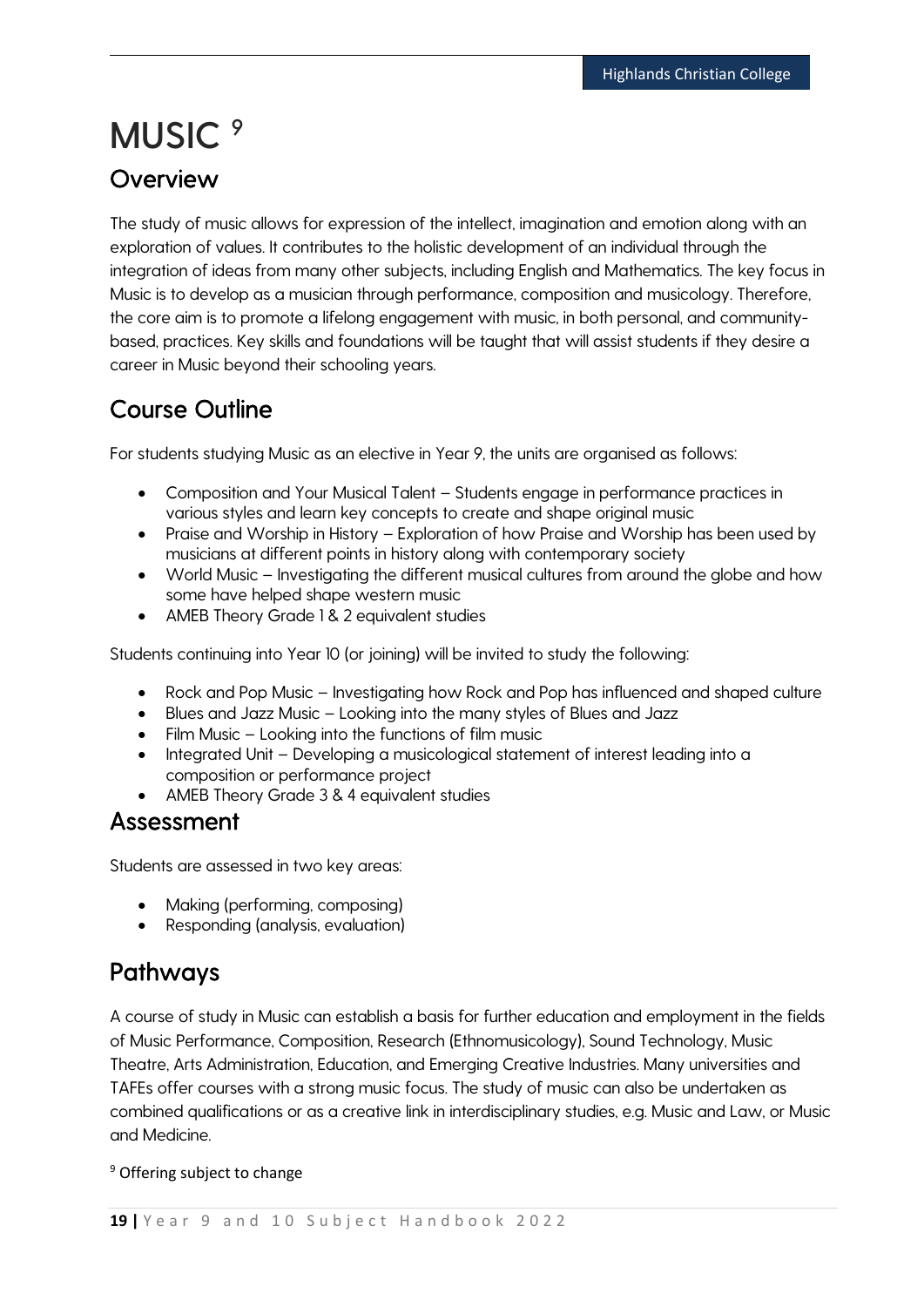# MUSIC [9]

## Overview

The study of music allows for expression of the intellect, imagination and emotion along with an exploration of values. It contributes to the holistic development of an individual through the integration of ideas from many other subjects, including English and Mathematics. The key focus in Music is to develop as a musician through performance, composition and musicology. Therefore, the core aim is to promote a lifelong engagement with music, in both personal, and community-based, practices. Key skills and foundations will be taught that will assist students if they desire a career in Music beyond their schooling years.

## Course Outline

For students studying Music as an elective in Year 9, the units are organised as follows:

- Composition and Your Musical Talent – Students engage in performance practices in various styles and learn key concepts to create and shape original music
- Praise and Worship in History – Exploration of how Praise and Worship has been used by musicians at different points in history along with contemporary society
- World Music – Investigating the different musical cultures from around the globe and how some have helped shape western music
- AMEB Theory Grade 1 & 2 equivalent studies

Students continuing into Year 10 (or joining) will be invited to study the following:

- Rock and Pop Music – Investigating how Rock and Pop has influenced and shaped culture
- Blues and Jazz Music – Looking into the many styles of Blues and Jazz
- Film Music – Looking into the functions of film music
- Integrated Unit – Developing a musicological statement of interest leading into a composition or performance project
- AMEB Theory Grade 3 & 4 equivalent studies

## Assessment

Students are assessed in two key areas:

- Making (performing, composing)
- Responding (analysis, evaluation)

## Pathways

A course of study in Music can establish a basis for further education and employment in the fields of Music Performance, Composition, Research (Ethnomusicology), Sound Technology, Music Theatre, Arts Administration, Education, and Emerging Creative Industries. Many universities and TAFEs offer courses with a strong music focus. The study of music can also be undertaken as combined qualifications or as a creative link in interdisciplinary studies, e.g. Music and Law, or Music and Medicine.

[9] Offering subject to change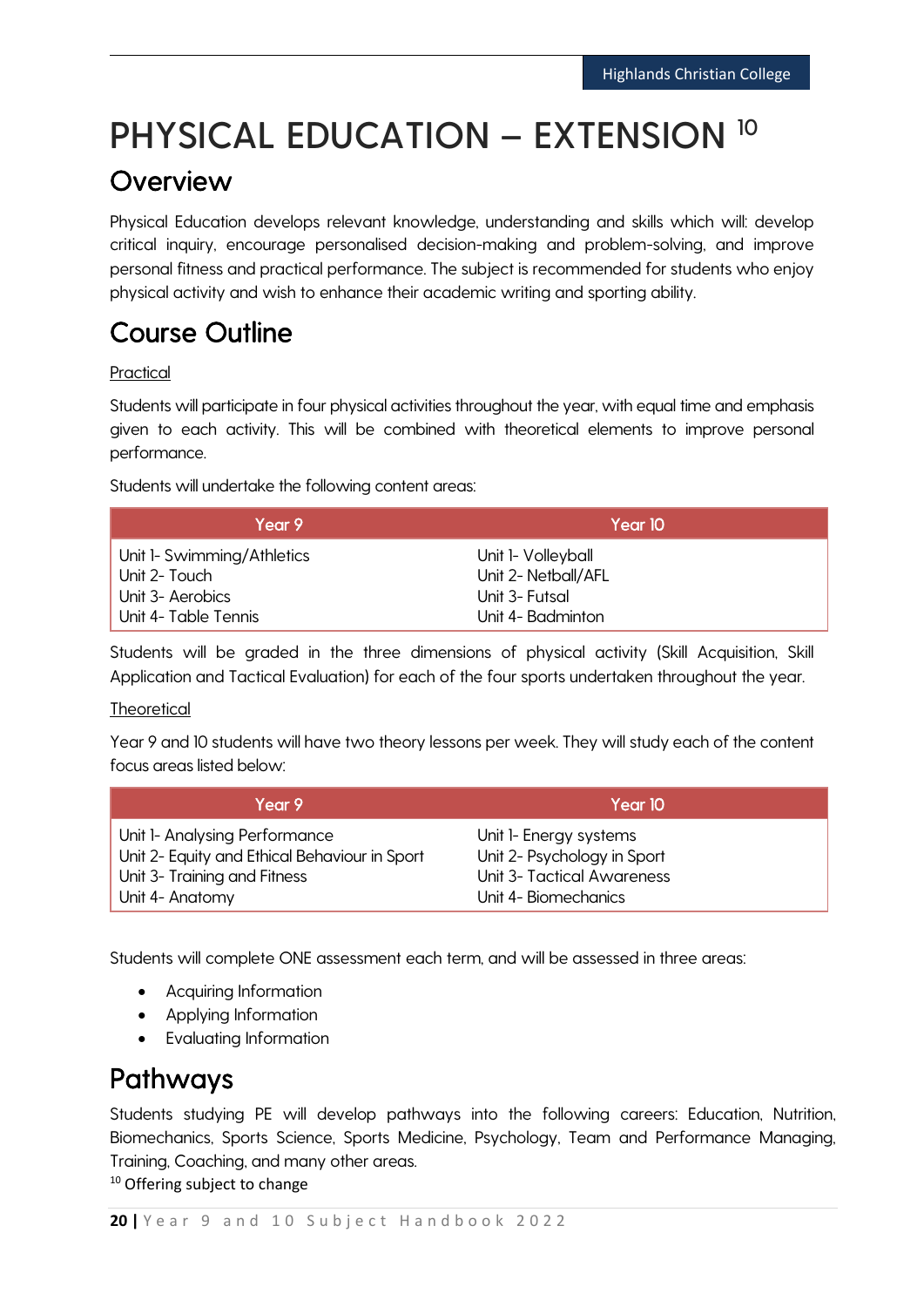# PHYSICAL EDUCATION – EXTENSION [10]

## Overview

Physical Education develops relevant knowledge, understanding and skills which will: develop critical inquiry, encourage personalised decision-making and problem-solving, and improve personal fitness and practical performance. The subject is recommended for students who enjoy physical activity and wish to enhance their academic writing and sporting ability.

## Course Outline

Practical

Students will participate in four physical activities throughout the year, with equal time and emphasis given to each activity. This will be combined with theoretical elements to improve personal performance.

Students will undertake the following content areas:

| Year 9 | Year 10 |
|---|---|
| Unit 1- Swimming/Athletics<br>Unit 2- Touch<br>Unit 3- Aerobics<br>Unit 4- Table Tennis | Unit 1- Volleyball<br>Unit 2- Netball/AFL<br>Unit 3- Futsal<br>Unit 4- Badminton |

Students will be graded in the three dimensions of physical activity (Skill Acquisition, Skill Application and Tactical Evaluation) for each of the four sports undertaken throughout the year.

Theoretical

Year 9 and 10 students will have two theory lessons per week. They will study each of the content focus areas listed below:

| Year 9 | Year 10 |
|---|---|
| Unit 1- Analysing Performance<br>Unit 2- Equity and Ethical Behaviour in Sport<br>Unit 3- Training and Fitness<br>Unit 4- Anatomy | Unit 1- Energy systems<br>Unit 2- Psychology in Sport<br>Unit 3- Tactical Awareness<br>Unit 4- Biomechanics |

Students will complete ONE assessment each term, and will be assessed in three areas:

- Acquiring Information
- Applying Information
- Evaluating Information

## Pathways

Students studying PE will develop pathways into the following careers: Education, Nutrition, Biomechanics, Sports Science, Sports Medicine, Psychology, Team and Performance Managing, Training, Coaching, and many other areas.

[10] Offering subject to change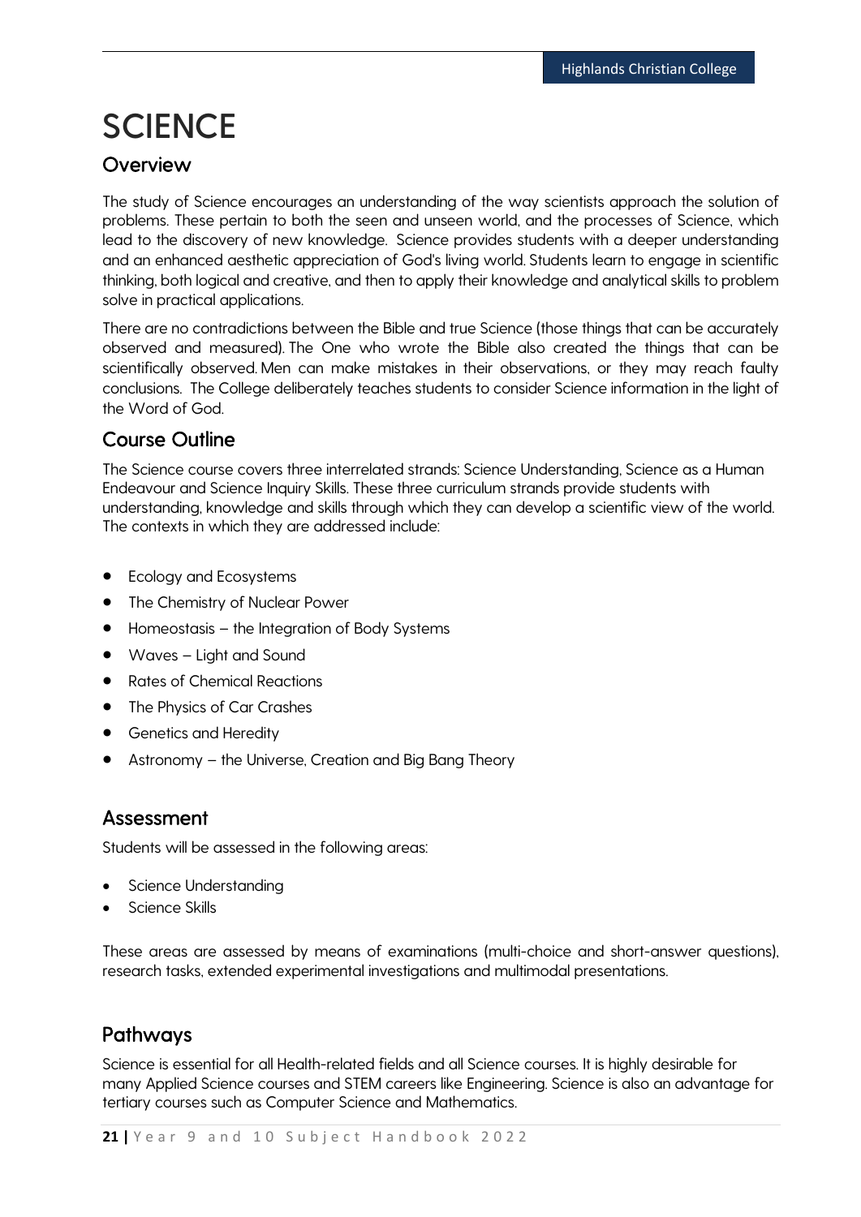# SCIENCE

## Overview

The study of Science encourages an understanding of the way scientists approach the solution of problems. These pertain to both the seen and unseen world, and the processes of Science, which lead to the discovery of new knowledge. Science provides students with a deeper understanding and an enhanced aesthetic appreciation of God's living world. Students learn to engage in scientific thinking, both logical and creative, and then to apply their knowledge and analytical skills to problem solve in practical applications.

There are no contradictions between the Bible and true Science (those things that can be accurately observed and measured). The One who wrote the Bible also created the things that can be scientifically observed. Men can make mistakes in their observations, or they may reach faulty conclusions. The College deliberately teaches students to consider Science information in the light of the Word of God.

## Course Outline

The Science course covers three interrelated strands: Science Understanding, Science as a Human Endeavour and Science Inquiry Skills. These three curriculum strands provide students with understanding, knowledge and skills through which they can develop a scientific view of the world. The contexts in which they are addressed include:

- Ecology and Ecosystems
- The Chemistry of Nuclear Power
- Homeostasis – the Integration of Body Systems
- Waves – Light and Sound
- Rates of Chemical Reactions
- The Physics of Car Crashes
- Genetics and Heredity
- Astronomy – the Universe, Creation and Big Bang Theory

## Assessment

Students will be assessed in the following areas:

- Science Understanding
- Science Skills

These areas are assessed by means of examinations (multi-choice and short-answer questions), research tasks, extended experimental investigations and multimodal presentations.

## Pathways

Science is essential for all Health-related fields and all Science courses. It is highly desirable for many Applied Science courses and STEM careers like Engineering. Science is also an advantage for tertiary courses such as Computer Science and Mathematics.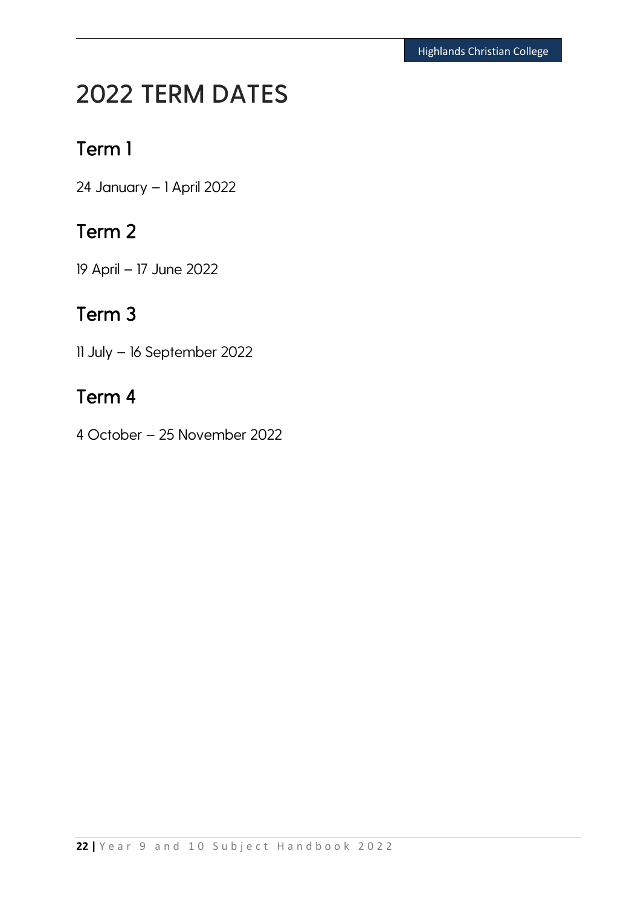# 2022 TERM DATES

## Term 1

24 January – 1 April 2022

## Term 2

19 April – 17 June 2022

## Term 3

11 July – 16 September 2022

## Term 4

4 October – 25 November 2022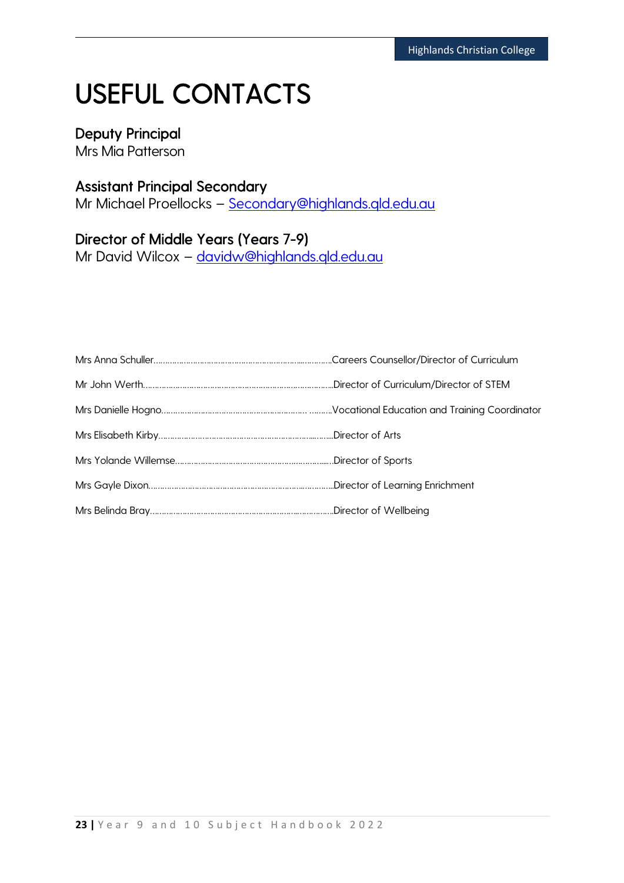# USEFUL CONTACTS

### Deputy Principal

Mrs Mia Patterson

### Assistant Principal Secondary

Mr Michael Proellocks – Secondary@highlands.qld.edu.au

### Director of Middle Years (Years 7-9)

Mr David Wilcox – davidw@highlands.qld.edu.au

Mrs Anna Schuller……………………………………………………………Careers Counsellor/Director of Curriculum

Mr John Werth……………………………………………………………………Director of Curriculum/Director of STEM

Mrs Danielle Hogno……………………………………………………. ………Vocational Education and Training Coordinator

Mrs Elisabeth Kirby……………………………………………………………Director of Arts

Mrs Yolande Willemse………………………………………………………..Director of Sports

Mrs Gayle Dixon…………………………………………………………………Director of Learning Enrichment

Mrs Belinda Bray…………………………………………………………………Director of Wellbeing